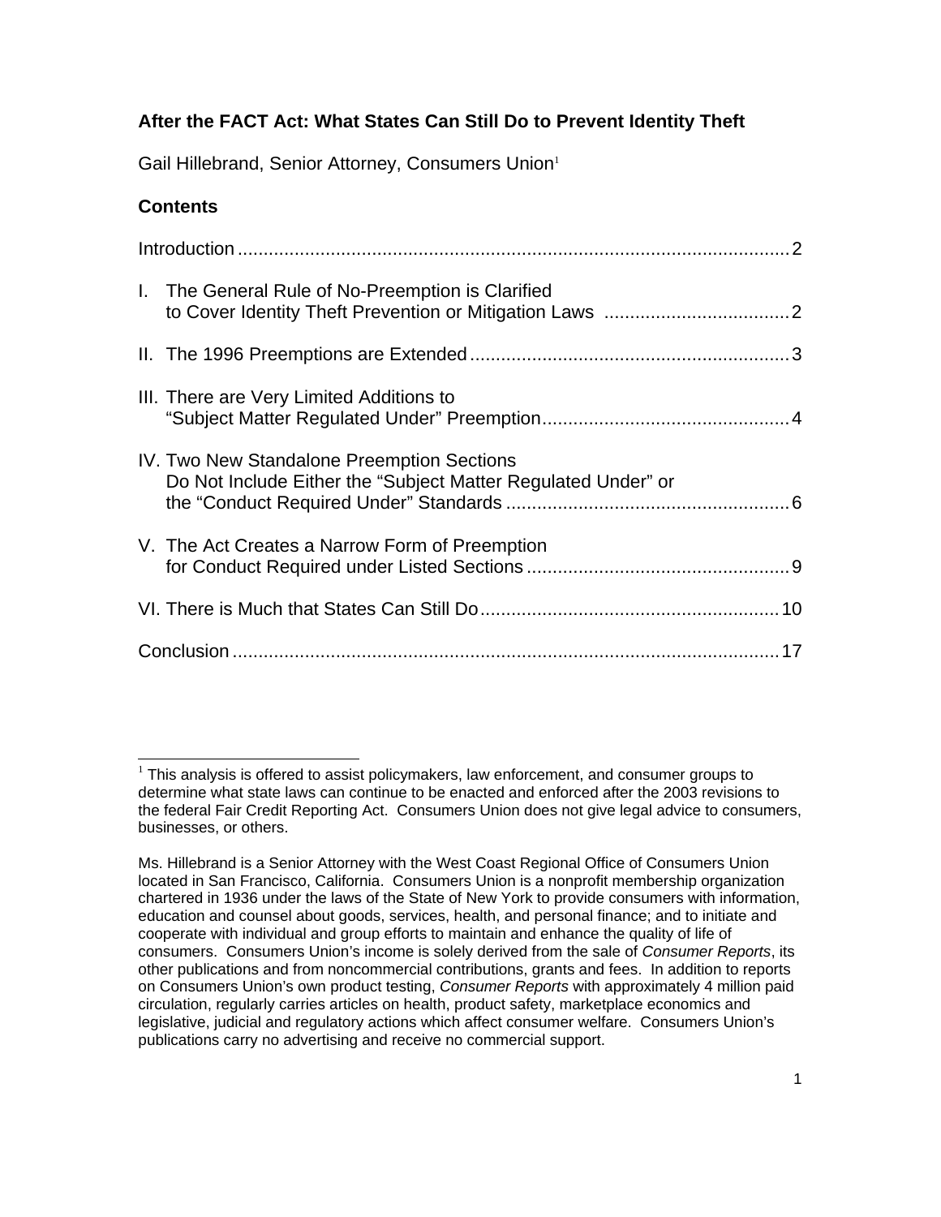## After the FACT Act: What States Can Still Do to Prevent Identity Theft

Gail Hillebrand, Senior Attorney, Consumers Union[1]

### Contents

Introduction .......... 2

I. The General Rule of No-Preemption is Clarified to Cover Identity Theft Prevention or Mitigation Laws .......... 2

II. The 1996 Preemptions are Extended .......... 3

III. There are Very Limited Additions to "Subject Matter Regulated Under" Preemption .......... 4

IV. Two New Standalone Preemption Sections Do Not Include Either the "Subject Matter Regulated Under" or the "Conduct Required Under" Standards .......... 6

V. The Act Creates a Narrow Form of Preemption for Conduct Required under Listed Sections .......... 9

VI. There is Much that States Can Still Do .......... 10

Conclusion .......... 17

---

[1] This analysis is offered to assist policymakers, law enforcement, and consumer groups to determine what state laws can continue to be enacted and enforced after the 2003 revisions to the federal Fair Credit Reporting Act. Consumers Union does not give legal advice to consumers, businesses, or others.

Ms. Hillebrand is a Senior Attorney with the West Coast Regional Office of Consumers Union located in San Francisco, California. Consumers Union is a nonprofit membership organization chartered in 1936 under the laws of the State of New York to provide consumers with information, education and counsel about goods, services, health, and personal finance; and to initiate and cooperate with individual and group efforts to maintain and enhance the quality of life of consumers. Consumers Union's income is solely derived from the sale of *Consumer Reports*, its other publications and from noncommercial contributions, grants and fees. In addition to reports on Consumers Union's own product testing, *Consumer Reports* with approximately 4 million paid circulation, regularly carries articles on health, product safety, marketplace economics and legislative, judicial and regulatory actions which affect consumer welfare. Consumers Union's publications carry no advertising and receive no commercial support.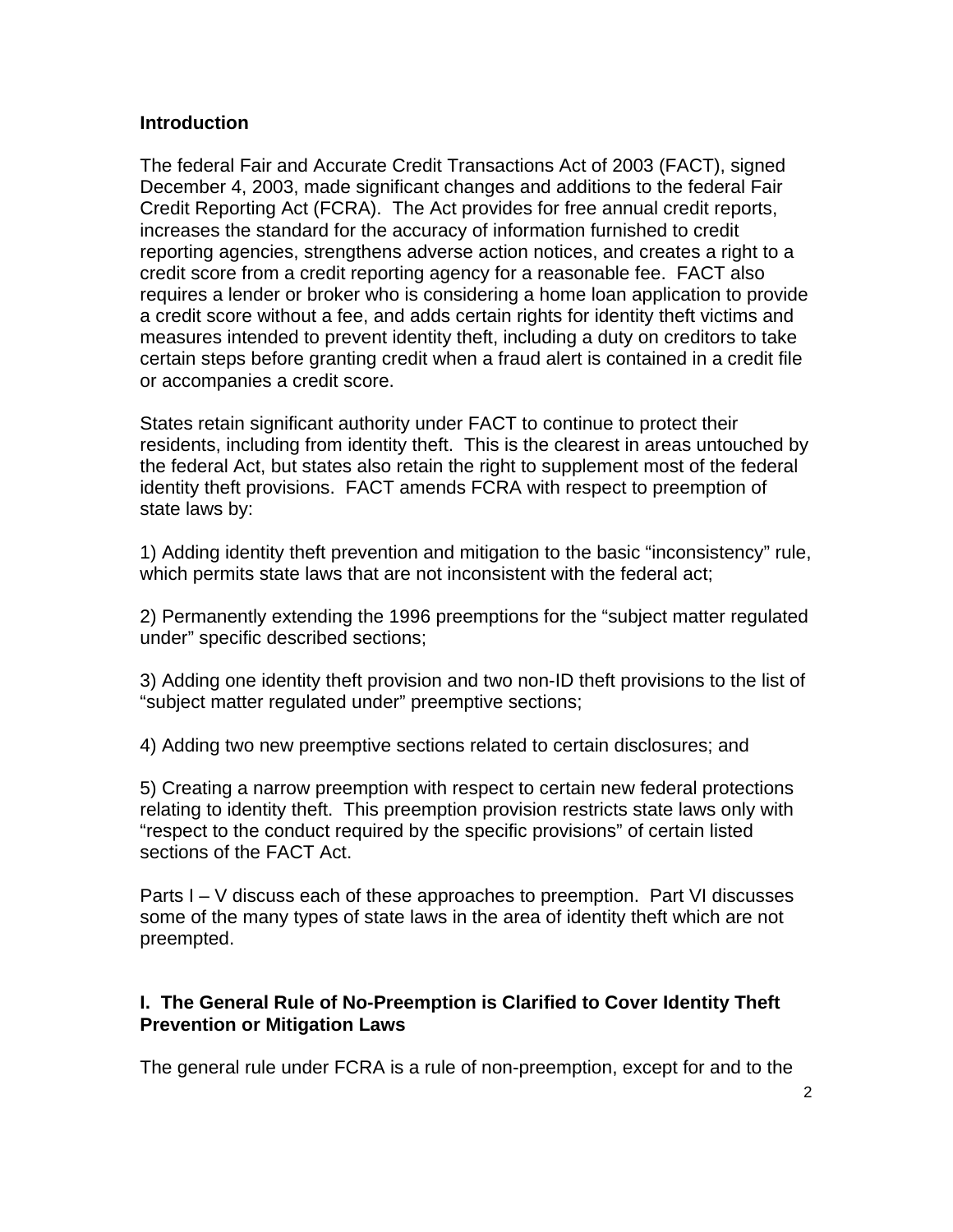## Introduction

The federal Fair and Accurate Credit Transactions Act of 2003 (FACT), signed December 4, 2003, made significant changes and additions to the federal Fair Credit Reporting Act (FCRA). The Act provides for free annual credit reports, increases the standard for the accuracy of information furnished to credit reporting agencies, strengthens adverse action notices, and creates a right to a credit score from a credit reporting agency for a reasonable fee. FACT also requires a lender or broker who is considering a home loan application to provide a credit score without a fee, and adds certain rights for identity theft victims and measures intended to prevent identity theft, including a duty on creditors to take certain steps before granting credit when a fraud alert is contained in a credit file or accompanies a credit score.

States retain significant authority under FACT to continue to protect their residents, including from identity theft. This is the clearest in areas untouched by the federal Act, but states also retain the right to supplement most of the federal identity theft provisions. FACT amends FCRA with respect to preemption of state laws by:

1) Adding identity theft prevention and mitigation to the basic "inconsistency" rule, which permits state laws that are not inconsistent with the federal act;

2) Permanently extending the 1996 preemptions for the "subject matter regulated under" specific described sections;

3) Adding one identity theft provision and two non-ID theft provisions to the list of "subject matter regulated under" preemptive sections;

4) Adding two new preemptive sections related to certain disclosures; and

5) Creating a narrow preemption with respect to certain new federal protections relating to identity theft. This preemption provision restricts state laws only with "respect to the conduct required by the specific provisions" of certain listed sections of the FACT Act.

Parts I – V discuss each of these approaches to preemption. Part VI discusses some of the many types of state laws in the area of identity theft which are not preempted.

## I. The General Rule of No-Preemption is Clarified to Cover Identity Theft Prevention or Mitigation Laws

The general rule under FCRA is a rule of non-preemption, except for and to the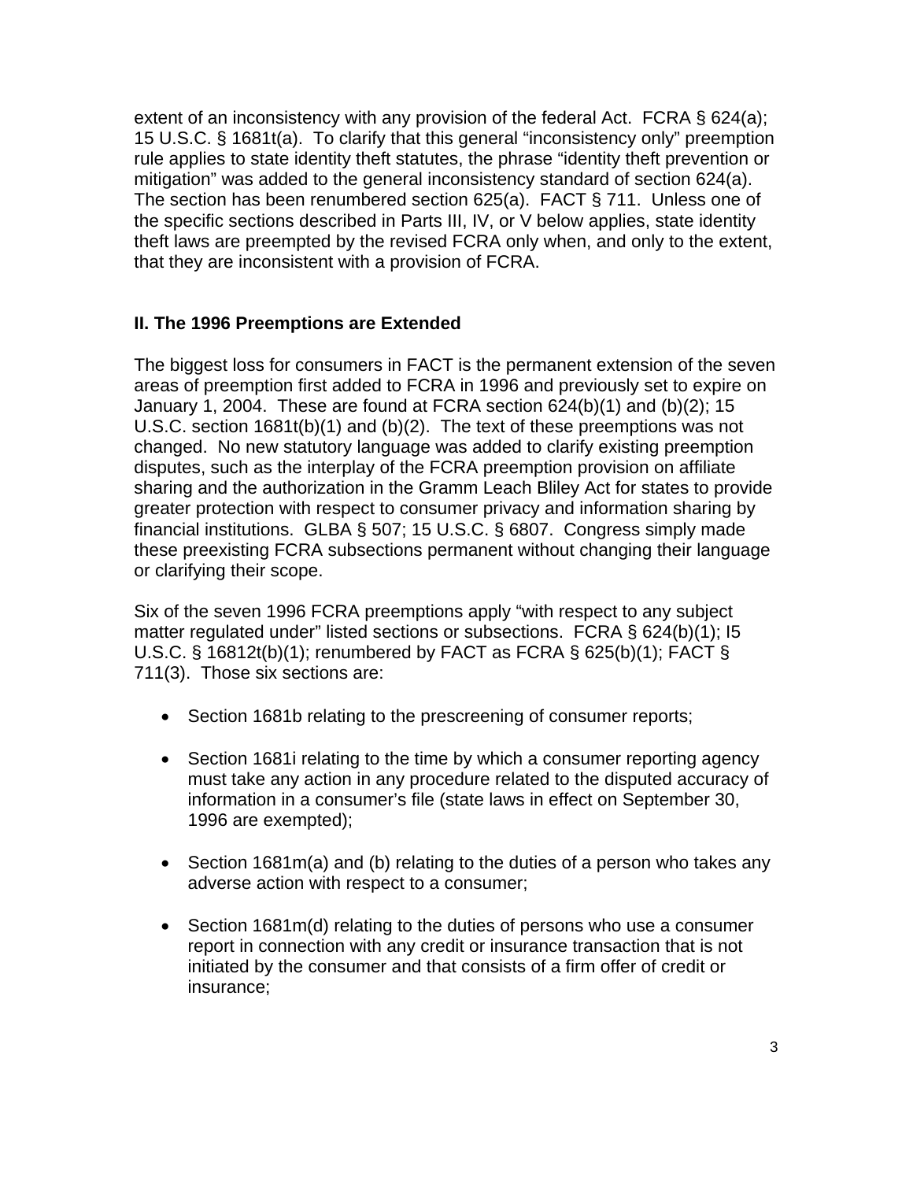extent of an inconsistency with any provision of the federal Act. FCRA § 624(a); 15 U.S.C. § 1681t(a). To clarify that this general "inconsistency only" preemption rule applies to state identity theft statutes, the phrase "identity theft prevention or mitigation" was added to the general inconsistency standard of section 624(a). The section has been renumbered section 625(a). FACT § 711. Unless one of the specific sections described in Parts III, IV, or V below applies, state identity theft laws are preempted by the revised FCRA only when, and only to the extent, that they are inconsistent with a provision of FCRA.

## II. The 1996 Preemptions are Extended

The biggest loss for consumers in FACT is the permanent extension of the seven areas of preemption first added to FCRA in 1996 and previously set to expire on January 1, 2004. These are found at FCRA section 624(b)(1) and (b)(2); 15 U.S.C. section 1681t(b)(1) and (b)(2). The text of these preemptions was not changed. No new statutory language was added to clarify existing preemption disputes, such as the interplay of the FCRA preemption provision on affiliate sharing and the authorization in the Gramm Leach Bliley Act for states to provide greater protection with respect to consumer privacy and information sharing by financial institutions. GLBA § 507; 15 U.S.C. § 6807. Congress simply made these preexisting FCRA subsections permanent without changing their language or clarifying their scope.

Six of the seven 1996 FCRA preemptions apply "with respect to any subject matter regulated under" listed sections or subsections. FCRA § 624(b)(1); I5 U.S.C. § 16812t(b)(1); renumbered by FACT as FCRA § 625(b)(1); FACT § 711(3). Those six sections are:

- Section 1681b relating to the prescreening of consumer reports;
- Section 1681i relating to the time by which a consumer reporting agency must take any action in any procedure related to the disputed accuracy of information in a consumer's file (state laws in effect on September 30, 1996 are exempted);
- Section 1681m(a) and (b) relating to the duties of a person who takes any adverse action with respect to a consumer;
- Section 1681m(d) relating to the duties of persons who use a consumer report in connection with any credit or insurance transaction that is not initiated by the consumer and that consists of a firm offer of credit or insurance;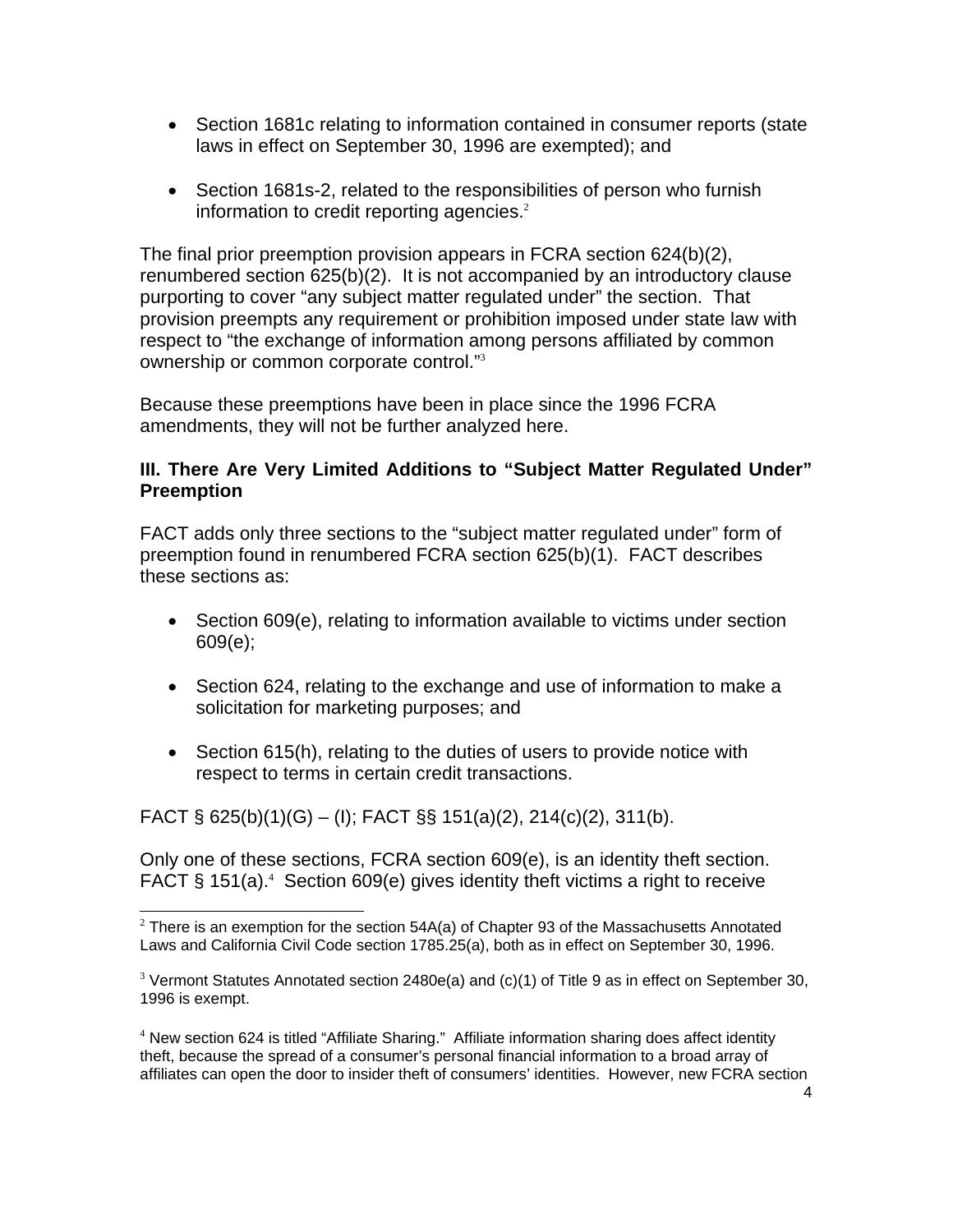- Section 1681c relating to information contained in consumer reports (state laws in effect on September 30, 1996 are exempted); and

- Section 1681s-2, related to the responsibilities of person who furnish information to credit reporting agencies.[2]

The final prior preemption provision appears in FCRA section 624(b)(2), renumbered section 625(b)(2). It is not accompanied by an introductory clause purporting to cover "any subject matter regulated under" the section. That provision preempts any requirement or prohibition imposed under state law with respect to "the exchange of information among persons affiliated by common ownership or common corporate control."[3]

Because these preemptions have been in place since the 1996 FCRA amendments, they will not be further analyzed here.

### III. There Are Very Limited Additions to "Subject Matter Regulated Under" Preemption

FACT adds only three sections to the "subject matter regulated under" form of preemption found in renumbered FCRA section 625(b)(1). FACT describes these sections as:

- Section 609(e), relating to information available to victims under section 609(e);

- Section 624, relating to the exchange and use of information to make a solicitation for marketing purposes; and

- Section 615(h), relating to the duties of users to provide notice with respect to terms in certain credit transactions.

FACT § 625(b)(1)(G) – (I); FACT §§ 151(a)(2), 214(c)(2), 311(b).

Only one of these sections, FCRA section 609(e), is an identity theft section. FACT § 151(a).[4] Section 609(e) gives identity theft victims a right to receive

---

[2] There is an exemption for the section 54A(a) of Chapter 93 of the Massachusetts Annotated Laws and California Civil Code section 1785.25(a), both as in effect on September 30, 1996.

[3] Vermont Statutes Annotated section 2480e(a) and (c)(1) of Title 9 as in effect on September 30, 1996 is exempt.

[4] New section 624 is titled "Affiliate Sharing." Affiliate information sharing does affect identity theft, because the spread of a consumer's personal financial information to a broad array of affiliates can open the door to insider theft of consumers' identities. However, new FCRA section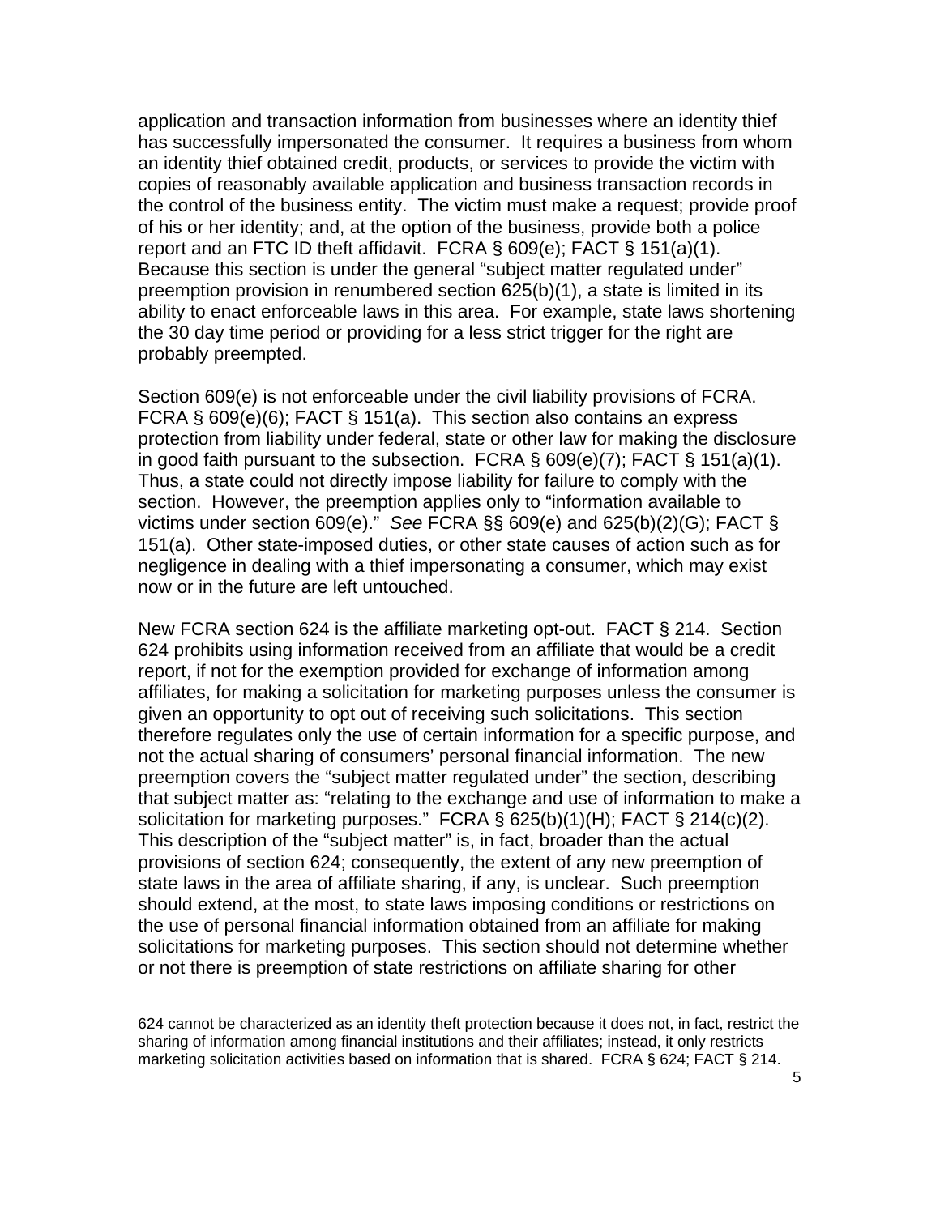application and transaction information from businesses where an identity thief has successfully impersonated the consumer. It requires a business from whom an identity thief obtained credit, products, or services to provide the victim with copies of reasonably available application and business transaction records in the control of the business entity. The victim must make a request; provide proof of his or her identity; and, at the option of the business, provide both a police report and an FTC ID theft affidavit. FCRA § 609(e); FACT § 151(a)(1). Because this section is under the general "subject matter regulated under" preemption provision in renumbered section 625(b)(1), a state is limited in its ability to enact enforceable laws in this area. For example, state laws shortening the 30 day time period or providing for a less strict trigger for the right are probably preempted.

Section 609(e) is not enforceable under the civil liability provisions of FCRA. FCRA § 609(e)(6); FACT § 151(a). This section also contains an express protection from liability under federal, state or other law for making the disclosure in good faith pursuant to the subsection. FCRA § 609(e)(7); FACT § 151(a)(1). Thus, a state could not directly impose liability for failure to comply with the section. However, the preemption applies only to "information available to victims under section 609(e)." *See* FCRA §§ 609(e) and 625(b)(2)(G); FACT § 151(a). Other state-imposed duties, or other state causes of action such as for negligence in dealing with a thief impersonating a consumer, which may exist now or in the future are left untouched.

New FCRA section 624 is the affiliate marketing opt-out. FACT § 214. Section 624 prohibits using information received from an affiliate that would be a credit report, if not for the exemption provided for exchange of information among affiliates, for making a solicitation for marketing purposes unless the consumer is given an opportunity to opt out of receiving such solicitations. This section therefore regulates only the use of certain information for a specific purpose, and not the actual sharing of consumers' personal financial information. The new preemption covers the "subject matter regulated under" the section, describing that subject matter as: "relating to the exchange and use of information to make a solicitation for marketing purposes." FCRA § 625(b)(1)(H); FACT § 214(c)(2). This description of the "subject matter" is, in fact, broader than the actual provisions of section 624; consequently, the extent of any new preemption of state laws in the area of affiliate sharing, if any, is unclear. Such preemption should extend, at the most, to state laws imposing conditions or restrictions on the use of personal financial information obtained from an affiliate for making solicitations for marketing purposes. This section should not determine whether or not there is preemption of state restrictions on affiliate sharing for other

---

624 cannot be characterized as an identity theft protection because it does not, in fact, restrict the sharing of information among financial institutions and their affiliates; instead, it only restricts marketing solicitation activities based on information that is shared. FCRA § 624; FACT § 214.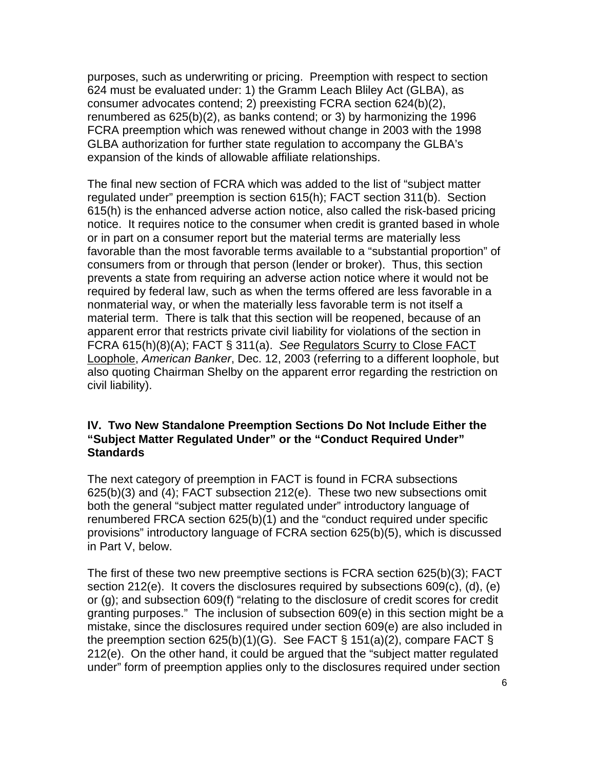purposes, such as underwriting or pricing. Preemption with respect to section 624 must be evaluated under: 1) the Gramm Leach Bliley Act (GLBA), as consumer advocates contend; 2) preexisting FCRA section 624(b)(2), renumbered as 625(b)(2), as banks contend; or 3) by harmonizing the 1996 FCRA preemption which was renewed without change in 2003 with the 1998 GLBA authorization for further state regulation to accompany the GLBA's expansion of the kinds of allowable affiliate relationships.

The final new section of FCRA which was added to the list of "subject matter regulated under" preemption is section 615(h); FACT section 311(b). Section 615(h) is the enhanced adverse action notice, also called the risk-based pricing notice. It requires notice to the consumer when credit is granted based in whole or in part on a consumer report but the material terms are materially less favorable than the most favorable terms available to a "substantial proportion" of consumers from or through that person (lender or broker). Thus, this section prevents a state from requiring an adverse action notice where it would not be required by federal law, such as when the terms offered are less favorable in a nonmaterial way, or when the materially less favorable term is not itself a material term. There is talk that this section will be reopened, because of an apparent error that restricts private civil liability for violations of the section in FCRA 615(h)(8)(A); FACT § 311(a). *See* Regulators Scurry to Close FACT Loophole, *American Banker*, Dec. 12, 2003 (referring to a different loophole, but also quoting Chairman Shelby on the apparent error regarding the restriction on civil liability).

## IV. Two New Standalone Preemption Sections Do Not Include Either the "Subject Matter Regulated Under" or the "Conduct Required Under" Standards

The next category of preemption in FACT is found in FCRA subsections 625(b)(3) and (4); FACT subsection 212(e). These two new subsections omit both the general "subject matter regulated under" introductory language of renumbered FRCA section 625(b)(1) and the "conduct required under specific provisions" introductory language of FCRA section 625(b)(5), which is discussed in Part V, below.

The first of these two new preemptive sections is FCRA section 625(b)(3); FACT section 212(e). It covers the disclosures required by subsections 609(c), (d), (e) or (g); and subsection 609(f) "relating to the disclosure of credit scores for credit granting purposes." The inclusion of subsection 609(e) in this section might be a mistake, since the disclosures required under section 609(e) are also included in the preemption section 625(b)(1)(G). See FACT § 151(a)(2), compare FACT § 212(e). On the other hand, it could be argued that the "subject matter regulated under" form of preemption applies only to the disclosures required under section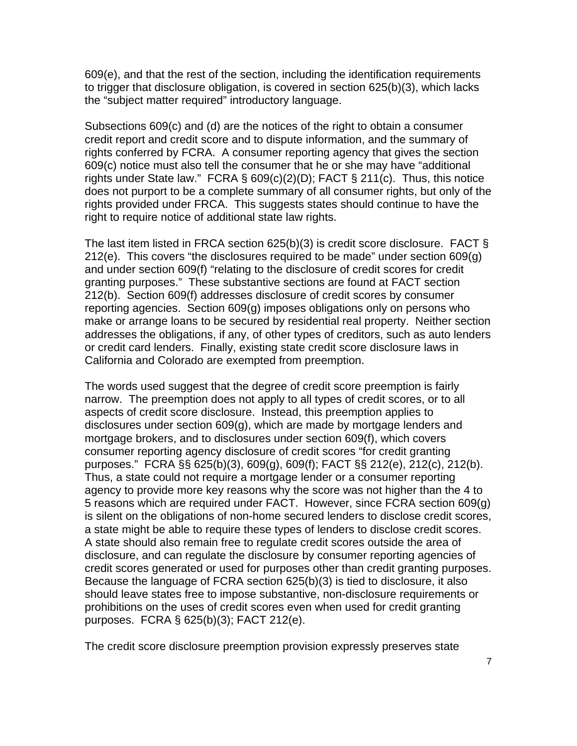609(e), and that the rest of the section, including the identification requirements to trigger that disclosure obligation, is covered in section 625(b)(3), which lacks the "subject matter required" introductory language.

Subsections 609(c) and (d) are the notices of the right to obtain a consumer credit report and credit score and to dispute information, and the summary of rights conferred by FCRA. A consumer reporting agency that gives the section 609(c) notice must also tell the consumer that he or she may have "additional rights under State law." FCRA § 609(c)(2)(D); FACT § 211(c). Thus, this notice does not purport to be a complete summary of all consumer rights, but only of the rights provided under FRCA. This suggests states should continue to have the right to require notice of additional state law rights.

The last item listed in FRCA section 625(b)(3) is credit score disclosure. FACT § 212(e). This covers "the disclosures required to be made" under section 609(g) and under section 609(f) "relating to the disclosure of credit scores for credit granting purposes." These substantive sections are found at FACT section 212(b). Section 609(f) addresses disclosure of credit scores by consumer reporting agencies. Section 609(g) imposes obligations only on persons who make or arrange loans to be secured by residential real property. Neither section addresses the obligations, if any, of other types of creditors, such as auto lenders or credit card lenders. Finally, existing state credit score disclosure laws in California and Colorado are exempted from preemption.

The words used suggest that the degree of credit score preemption is fairly narrow. The preemption does not apply to all types of credit scores, or to all aspects of credit score disclosure. Instead, this preemption applies to disclosures under section 609(g), which are made by mortgage lenders and mortgage brokers, and to disclosures under section 609(f), which covers consumer reporting agency disclosure of credit scores "for credit granting purposes." FCRA §§ 625(b)(3), 609(g), 609(f); FACT §§ 212(e), 212(c), 212(b). Thus, a state could not require a mortgage lender or a consumer reporting agency to provide more key reasons why the score was not higher than the 4 to 5 reasons which are required under FACT. However, since FCRA section 609(g) is silent on the obligations of non-home secured lenders to disclose credit scores, a state might be able to require these types of lenders to disclose credit scores. A state should also remain free to regulate credit scores outside the area of disclosure, and can regulate the disclosure by consumer reporting agencies of credit scores generated or used for purposes other than credit granting purposes. Because the language of FCRA section 625(b)(3) is tied to disclosure, it also should leave states free to impose substantive, non-disclosure requirements or prohibitions on the uses of credit scores even when used for credit granting purposes. FCRA § 625(b)(3); FACT 212(e).

The credit score disclosure preemption provision expressly preserves state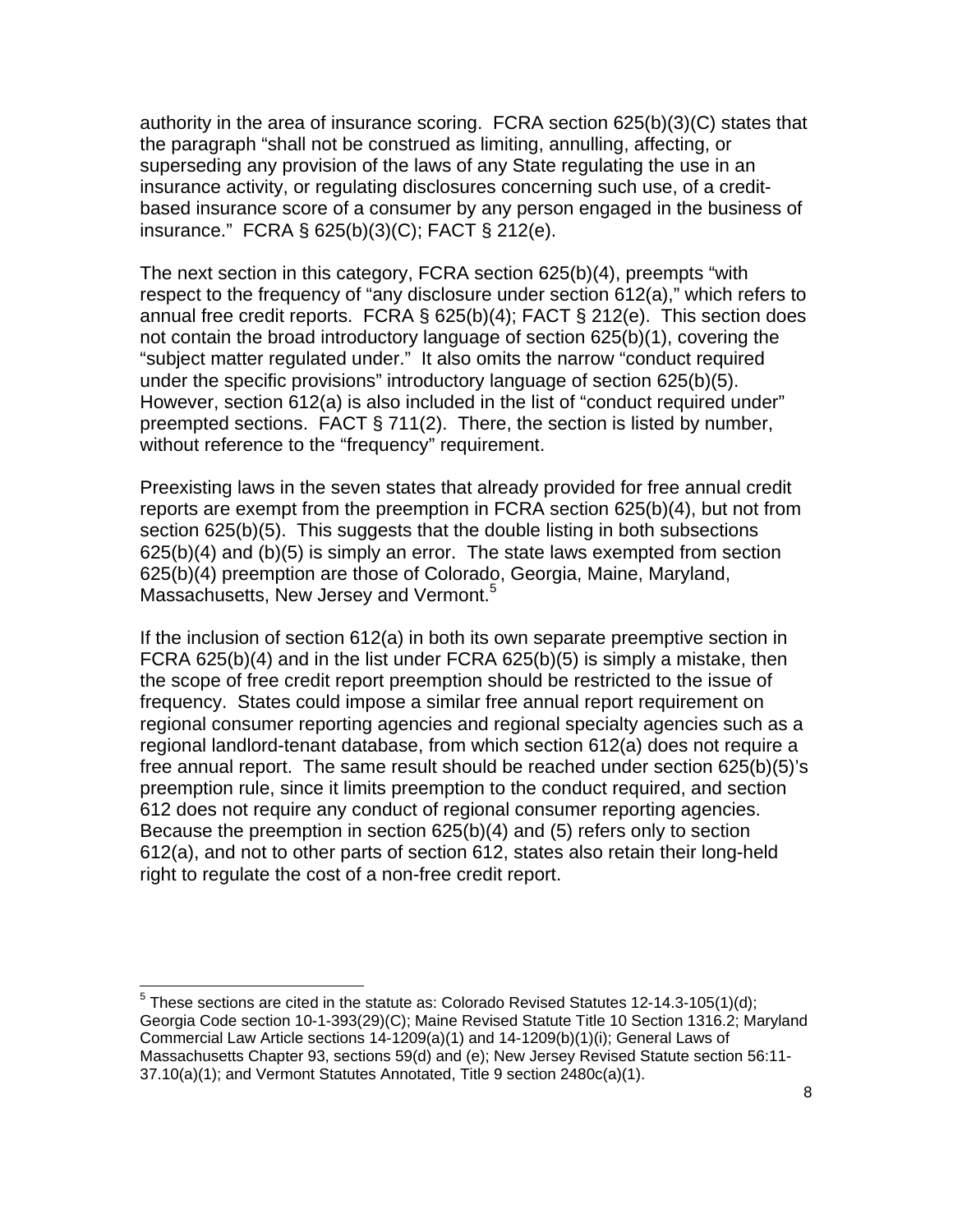authority in the area of insurance scoring. FCRA section 625(b)(3)(C) states that the paragraph "shall not be construed as limiting, annulling, affecting, or superseding any provision of the laws of any State regulating the use in an insurance activity, or regulating disclosures concerning such use, of a credit-based insurance score of a consumer by any person engaged in the business of insurance." FCRA § 625(b)(3)(C); FACT § 212(e).

The next section in this category, FCRA section 625(b)(4), preempts "with respect to the frequency of "any disclosure under section 612(a)," which refers to annual free credit reports. FCRA § 625(b)(4); FACT § 212(e). This section does not contain the broad introductory language of section 625(b)(1), covering the "subject matter regulated under." It also omits the narrow "conduct required under the specific provisions" introductory language of section 625(b)(5). However, section 612(a) is also included in the list of "conduct required under" preempted sections. FACT § 711(2). There, the section is listed by number, without reference to the "frequency" requirement.

Preexisting laws in the seven states that already provided for free annual credit reports are exempt from the preemption in FCRA section 625(b)(4), but not from section 625(b)(5). This suggests that the double listing in both subsections 625(b)(4) and (b)(5) is simply an error. The state laws exempted from section 625(b)(4) preemption are those of Colorado, Georgia, Maine, Maryland, Massachusetts, New Jersey and Vermont.[5]

If the inclusion of section 612(a) in both its own separate preemptive section in FCRA 625(b)(4) and in the list under FCRA 625(b)(5) is simply a mistake, then the scope of free credit report preemption should be restricted to the issue of frequency. States could impose a similar free annual report requirement on regional consumer reporting agencies and regional specialty agencies such as a regional landlord-tenant database, from which section 612(a) does not require a free annual report. The same result should be reached under section 625(b)(5)'s preemption rule, since it limits preemption to the conduct required, and section 612 does not require any conduct of regional consumer reporting agencies. Because the preemption in section 625(b)(4) and (5) refers only to section 612(a), and not to other parts of section 612, states also retain their long-held right to regulate the cost of a non-free credit report.

[5] These sections are cited in the statute as: Colorado Revised Statutes 12-14.3-105(1)(d); Georgia Code section 10-1-393(29)(C); Maine Revised Statute Title 10 Section 1316.2; Maryland Commercial Law Article sections 14-1209(a)(1) and 14-1209(b)(1)(i); General Laws of Massachusetts Chapter 93, sections 59(d) and (e); New Jersey Revised Statute section 56:11-37.10(a)(1); and Vermont Statutes Annotated, Title 9 section 2480c(a)(1).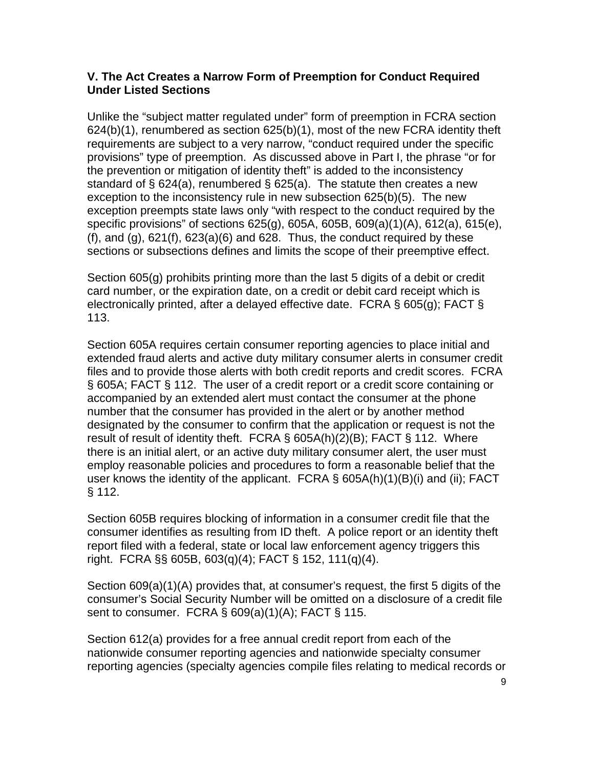### V. The Act Creates a Narrow Form of Preemption for Conduct Required Under Listed Sections

Unlike the "subject matter regulated under" form of preemption in FCRA section 624(b)(1), renumbered as section 625(b)(1), most of the new FCRA identity theft requirements are subject to a very narrow, "conduct required under the specific provisions" type of preemption. As discussed above in Part I, the phrase "or for the prevention or mitigation of identity theft" is added to the inconsistency standard of § 624(a), renumbered § 625(a). The statute then creates a new exception to the inconsistency rule in new subsection 625(b)(5). The new exception preempts state laws only "with respect to the conduct required by the specific provisions" of sections 625(g), 605A, 605B, 609(a)(1)(A), 612(a), 615(e), (f), and (g), 621(f), 623(a)(6) and 628. Thus, the conduct required by these sections or subsections defines and limits the scope of their preemptive effect.

Section 605(g) prohibits printing more than the last 5 digits of a debit or credit card number, or the expiration date, on a credit or debit card receipt which is electronically printed, after a delayed effective date. FCRA § 605(g); FACT § 113.

Section 605A requires certain consumer reporting agencies to place initial and extended fraud alerts and active duty military consumer alerts in consumer credit files and to provide those alerts with both credit reports and credit scores. FCRA § 605A; FACT § 112. The user of a credit report or a credit score containing or accompanied by an extended alert must contact the consumer at the phone number that the consumer has provided in the alert or by another method designated by the consumer to confirm that the application or request is not the result of result of identity theft. FCRA § 605A(h)(2)(B); FACT § 112. Where there is an initial alert, or an active duty military consumer alert, the user must employ reasonable policies and procedures to form a reasonable belief that the user knows the identity of the applicant. FCRA § 605A(h)(1)(B)(i) and (ii); FACT § 112.

Section 605B requires blocking of information in a consumer credit file that the consumer identifies as resulting from ID theft. A police report or an identity theft report filed with a federal, state or local law enforcement agency triggers this right. FCRA §§ 605B, 603(q)(4); FACT § 152, 111(q)(4).

Section 609(a)(1)(A) provides that, at consumer's request, the first 5 digits of the consumer's Social Security Number will be omitted on a disclosure of a credit file sent to consumer. FCRA § 609(a)(1)(A); FACT § 115.

Section 612(a) provides for a free annual credit report from each of the nationwide consumer reporting agencies and nationwide specialty consumer reporting agencies (specialty agencies compile files relating to medical records or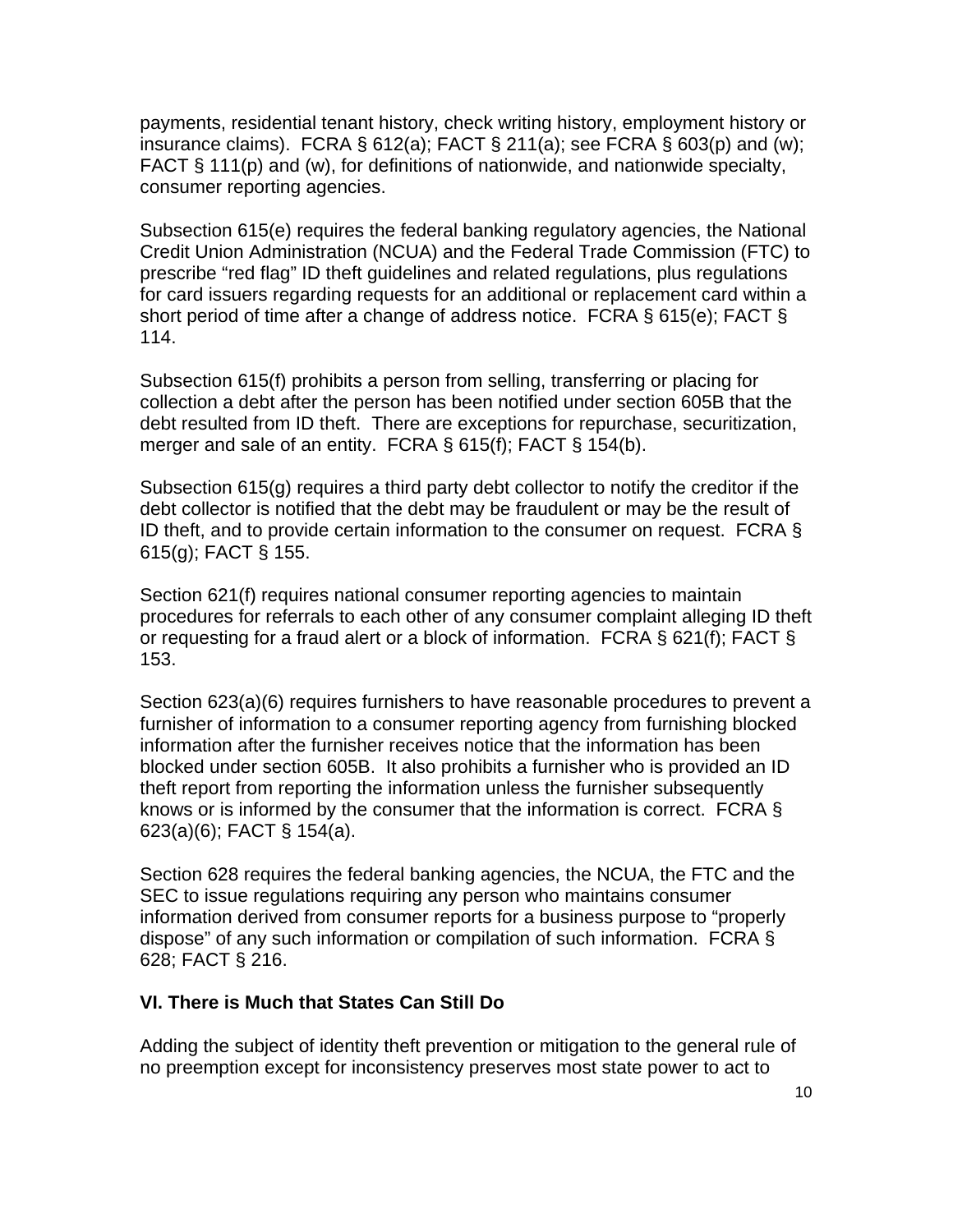payments, residential tenant history, check writing history, employment history or insurance claims). FCRA § 612(a); FACT § 211(a); see FCRA § 603(p) and (w); FACT § 111(p) and (w), for definitions of nationwide, and nationwide specialty, consumer reporting agencies.

Subsection 615(e) requires the federal banking regulatory agencies, the National Credit Union Administration (NCUA) and the Federal Trade Commission (FTC) to prescribe "red flag" ID theft guidelines and related regulations, plus regulations for card issuers regarding requests for an additional or replacement card within a short period of time after a change of address notice. FCRA § 615(e); FACT § 114.

Subsection 615(f) prohibits a person from selling, transferring or placing for collection a debt after the person has been notified under section 605B that the debt resulted from ID theft. There are exceptions for repurchase, securitization, merger and sale of an entity. FCRA § 615(f); FACT § 154(b).

Subsection 615(g) requires a third party debt collector to notify the creditor if the debt collector is notified that the debt may be fraudulent or may be the result of ID theft, and to provide certain information to the consumer on request. FCRA § 615(g); FACT § 155.

Section 621(f) requires national consumer reporting agencies to maintain procedures for referrals to each other of any consumer complaint alleging ID theft or requesting for a fraud alert or a block of information. FCRA § 621(f); FACT § 153.

Section 623(a)(6) requires furnishers to have reasonable procedures to prevent a furnisher of information to a consumer reporting agency from furnishing blocked information after the furnisher receives notice that the information has been blocked under section 605B. It also prohibits a furnisher who is provided an ID theft report from reporting the information unless the furnisher subsequently knows or is informed by the consumer that the information is correct. FCRA § 623(a)(6); FACT § 154(a).

Section 628 requires the federal banking agencies, the NCUA, the FTC and the SEC to issue regulations requiring any person who maintains consumer information derived from consumer reports for a business purpose to "properly dispose" of any such information or compilation of such information. FCRA § 628; FACT § 216.

## VI. There is Much that States Can Still Do

Adding the subject of identity theft prevention or mitigation to the general rule of no preemption except for inconsistency preserves most state power to act to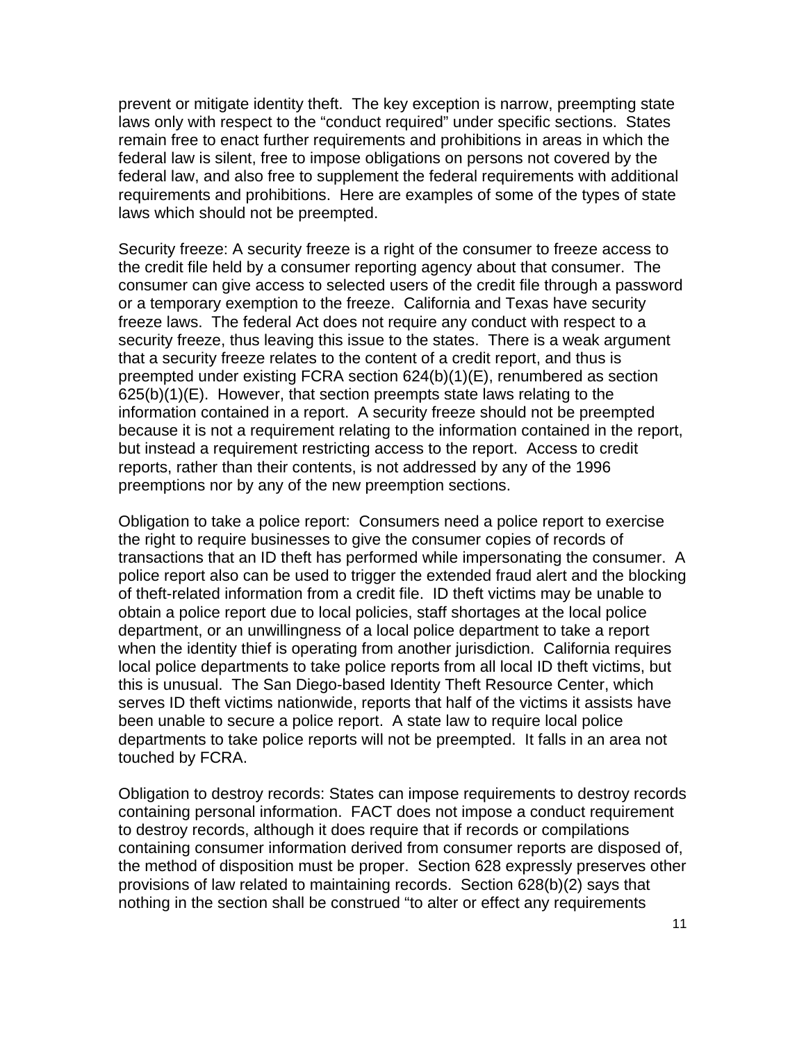prevent or mitigate identity theft. The key exception is narrow, preempting state laws only with respect to the "conduct required" under specific sections. States remain free to enact further requirements and prohibitions in areas in which the federal law is silent, free to impose obligations on persons not covered by the federal law, and also free to supplement the federal requirements with additional requirements and prohibitions. Here are examples of some of the types of state laws which should not be preempted.

Security freeze: A security freeze is a right of the consumer to freeze access to the credit file held by a consumer reporting agency about that consumer. The consumer can give access to selected users of the credit file through a password or a temporary exemption to the freeze. California and Texas have security freeze laws. The federal Act does not require any conduct with respect to a security freeze, thus leaving this issue to the states. There is a weak argument that a security freeze relates to the content of a credit report, and thus is preempted under existing FCRA section 624(b)(1)(E), renumbered as section 625(b)(1)(E). However, that section preempts state laws relating to the information contained in a report. A security freeze should not be preempted because it is not a requirement relating to the information contained in the report, but instead a requirement restricting access to the report. Access to credit reports, rather than their contents, is not addressed by any of the 1996 preemptions nor by any of the new preemption sections.

Obligation to take a police report: Consumers need a police report to exercise the right to require businesses to give the consumer copies of records of transactions that an ID theft has performed while impersonating the consumer. A police report also can be used to trigger the extended fraud alert and the blocking of theft-related information from a credit file. ID theft victims may be unable to obtain a police report due to local policies, staff shortages at the local police department, or an unwillingness of a local police department to take a report when the identity thief is operating from another jurisdiction. California requires local police departments to take police reports from all local ID theft victims, but this is unusual. The San Diego-based Identity Theft Resource Center, which serves ID theft victims nationwide, reports that half of the victims it assists have been unable to secure a police report. A state law to require local police departments to take police reports will not be preempted. It falls in an area not touched by FCRA.

Obligation to destroy records: States can impose requirements to destroy records containing personal information. FACT does not impose a conduct requirement to destroy records, although it does require that if records or compilations containing consumer information derived from consumer reports are disposed of, the method of disposition must be proper. Section 628 expressly preserves other provisions of law related to maintaining records. Section 628(b)(2) says that nothing in the section shall be construed "to alter or effect any requirements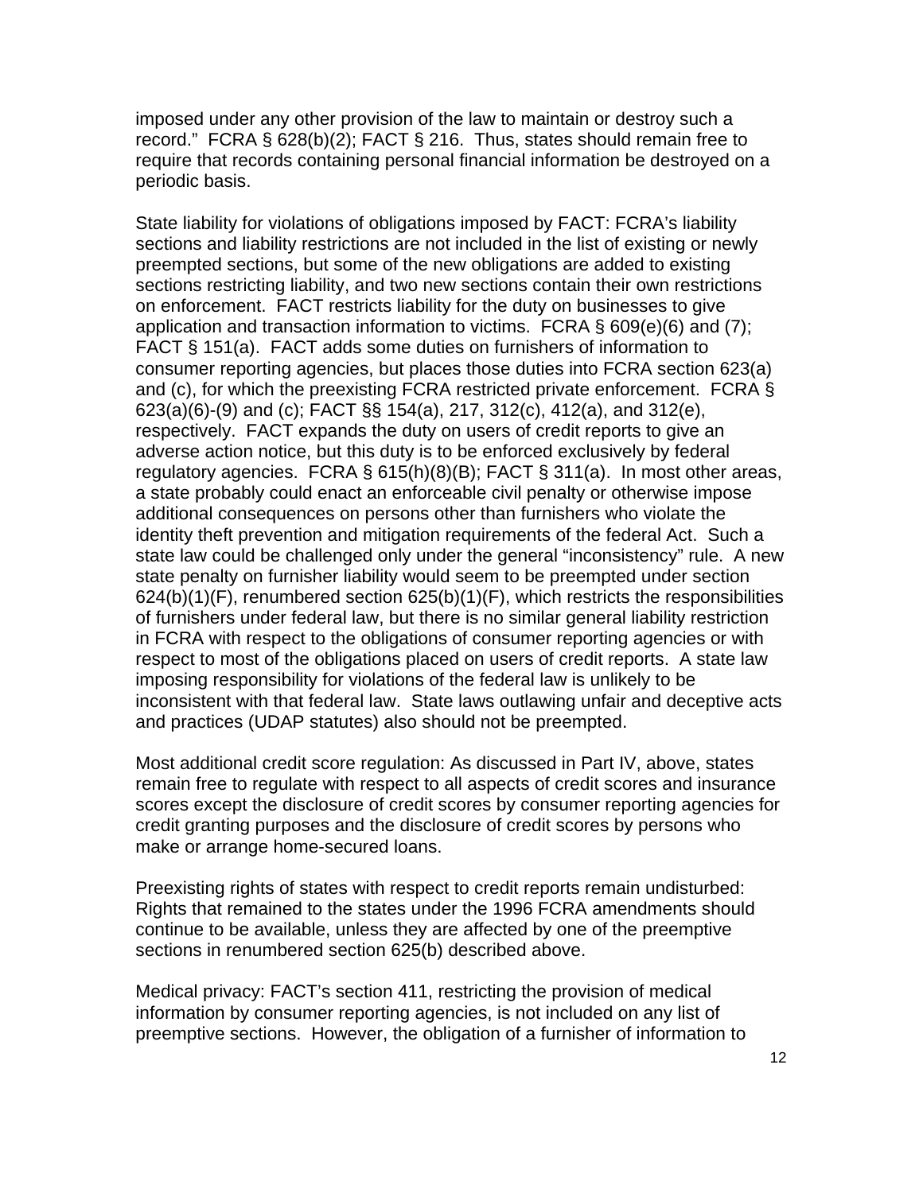imposed under any other provision of the law to maintain or destroy such a record." FCRA § 628(b)(2); FACT § 216. Thus, states should remain free to require that records containing personal financial information be destroyed on a periodic basis.

State liability for violations of obligations imposed by FACT: FCRA's liability sections and liability restrictions are not included in the list of existing or newly preempted sections, but some of the new obligations are added to existing sections restricting liability, and two new sections contain their own restrictions on enforcement. FACT restricts liability for the duty on businesses to give application and transaction information to victims. FCRA § 609(e)(6) and (7); FACT § 151(a). FACT adds some duties on furnishers of information to consumer reporting agencies, but places those duties into FCRA section 623(a) and (c), for which the preexisting FCRA restricted private enforcement. FCRA § 623(a)(6)-(9) and (c); FACT §§ 154(a), 217, 312(c), 412(a), and 312(e), respectively. FACT expands the duty on users of credit reports to give an adverse action notice, but this duty is to be enforced exclusively by federal regulatory agencies. FCRA § 615(h)(8)(B); FACT § 311(a). In most other areas, a state probably could enact an enforceable civil penalty or otherwise impose additional consequences on persons other than furnishers who violate the identity theft prevention and mitigation requirements of the federal Act. Such a state law could be challenged only under the general "inconsistency" rule. A new state penalty on furnisher liability would seem to be preempted under section 624(b)(1)(F), renumbered section 625(b)(1)(F), which restricts the responsibilities of furnishers under federal law, but there is no similar general liability restriction in FCRA with respect to the obligations of consumer reporting agencies or with respect to most of the obligations placed on users of credit reports. A state law imposing responsibility for violations of the federal law is unlikely to be inconsistent with that federal law. State laws outlawing unfair and deceptive acts and practices (UDAP statutes) also should not be preempted.

Most additional credit score regulation: As discussed in Part IV, above, states remain free to regulate with respect to all aspects of credit scores and insurance scores except the disclosure of credit scores by consumer reporting agencies for credit granting purposes and the disclosure of credit scores by persons who make or arrange home-secured loans.

Preexisting rights of states with respect to credit reports remain undisturbed: Rights that remained to the states under the 1996 FCRA amendments should continue to be available, unless they are affected by one of the preemptive sections in renumbered section 625(b) described above.

Medical privacy: FACT's section 411, restricting the provision of medical information by consumer reporting agencies, is not included on any list of preemptive sections. However, the obligation of a furnisher of information to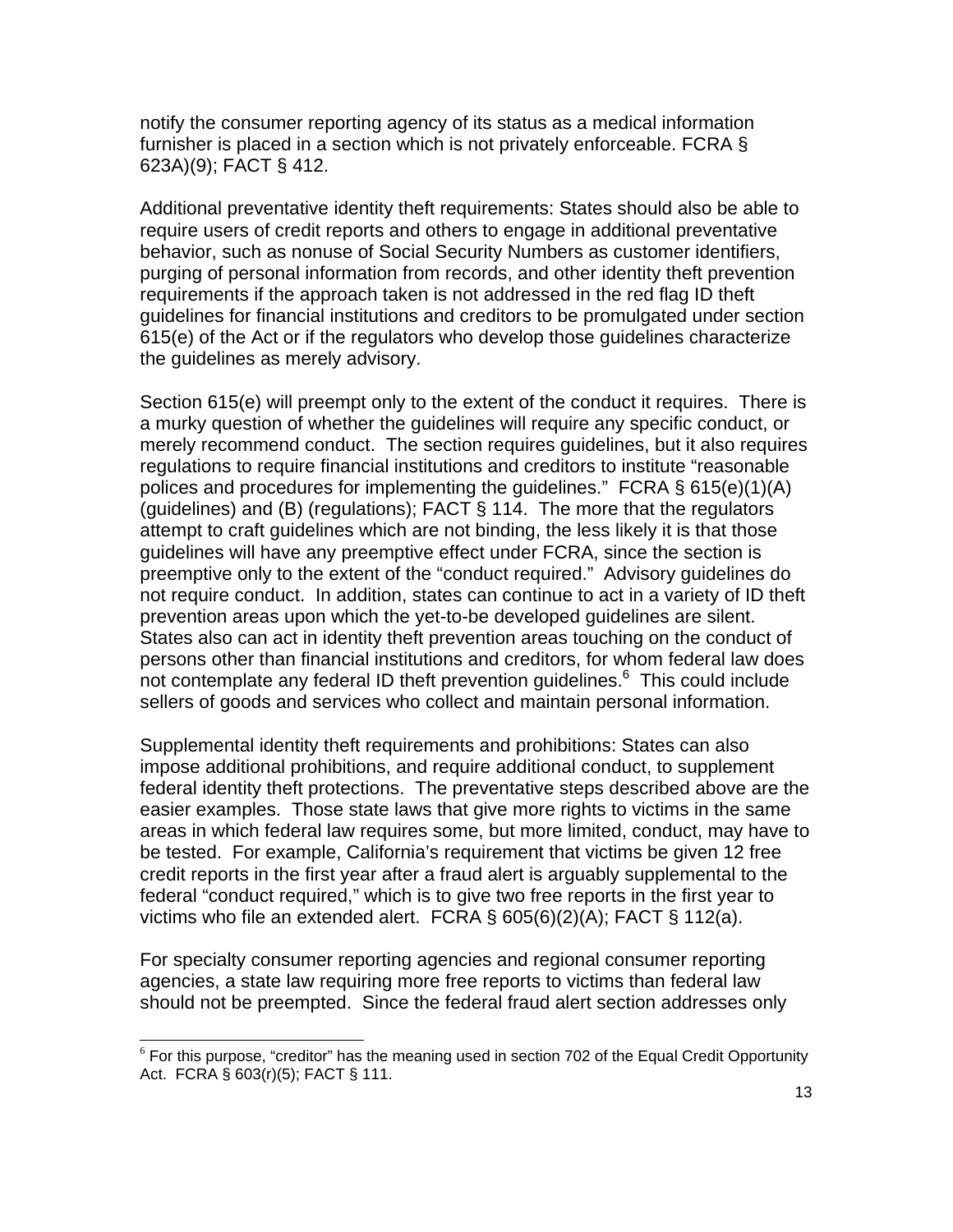notify the consumer reporting agency of its status as a medical information furnisher is placed in a section which is not privately enforceable. FCRA § 623A)(9); FACT § 412.

Additional preventative identity theft requirements: States should also be able to require users of credit reports and others to engage in additional preventative behavior, such as nonuse of Social Security Numbers as customer identifiers, purging of personal information from records, and other identity theft prevention requirements if the approach taken is not addressed in the red flag ID theft guidelines for financial institutions and creditors to be promulgated under section 615(e) of the Act or if the regulators who develop those guidelines characterize the guidelines as merely advisory.

Section 615(e) will preempt only to the extent of the conduct it requires. There is a murky question of whether the guidelines will require any specific conduct, or merely recommend conduct. The section requires guidelines, but it also requires regulations to require financial institutions and creditors to institute "reasonable polices and procedures for implementing the guidelines." FCRA § 615(e)(1)(A) (guidelines) and (B) (regulations); FACT § 114. The more that the regulators attempt to craft guidelines which are not binding, the less likely it is that those guidelines will have any preemptive effect under FCRA, since the section is preemptive only to the extent of the "conduct required." Advisory guidelines do not require conduct. In addition, states can continue to act in a variety of ID theft prevention areas upon which the yet-to-be developed guidelines are silent. States also can act in identity theft prevention areas touching on the conduct of persons other than financial institutions and creditors, for whom federal law does not contemplate any federal ID theft prevention guidelines.[6] This could include sellers of goods and services who collect and maintain personal information.

Supplemental identity theft requirements and prohibitions: States can also impose additional prohibitions, and require additional conduct, to supplement federal identity theft protections. The preventative steps described above are the easier examples. Those state laws that give more rights to victims in the same areas in which federal law requires some, but more limited, conduct, may have to be tested. For example, California's requirement that victims be given 12 free credit reports in the first year after a fraud alert is arguably supplemental to the federal "conduct required," which is to give two free reports in the first year to victims who file an extended alert. FCRA § 605(6)(2)(A); FACT § 112(a).

For specialty consumer reporting agencies and regional consumer reporting agencies, a state law requiring more free reports to victims than federal law should not be preempted. Since the federal fraud alert section addresses only

[6] For this purpose, "creditor" has the meaning used in section 702 of the Equal Credit Opportunity Act. FCRA § 603(r)(5); FACT § 111.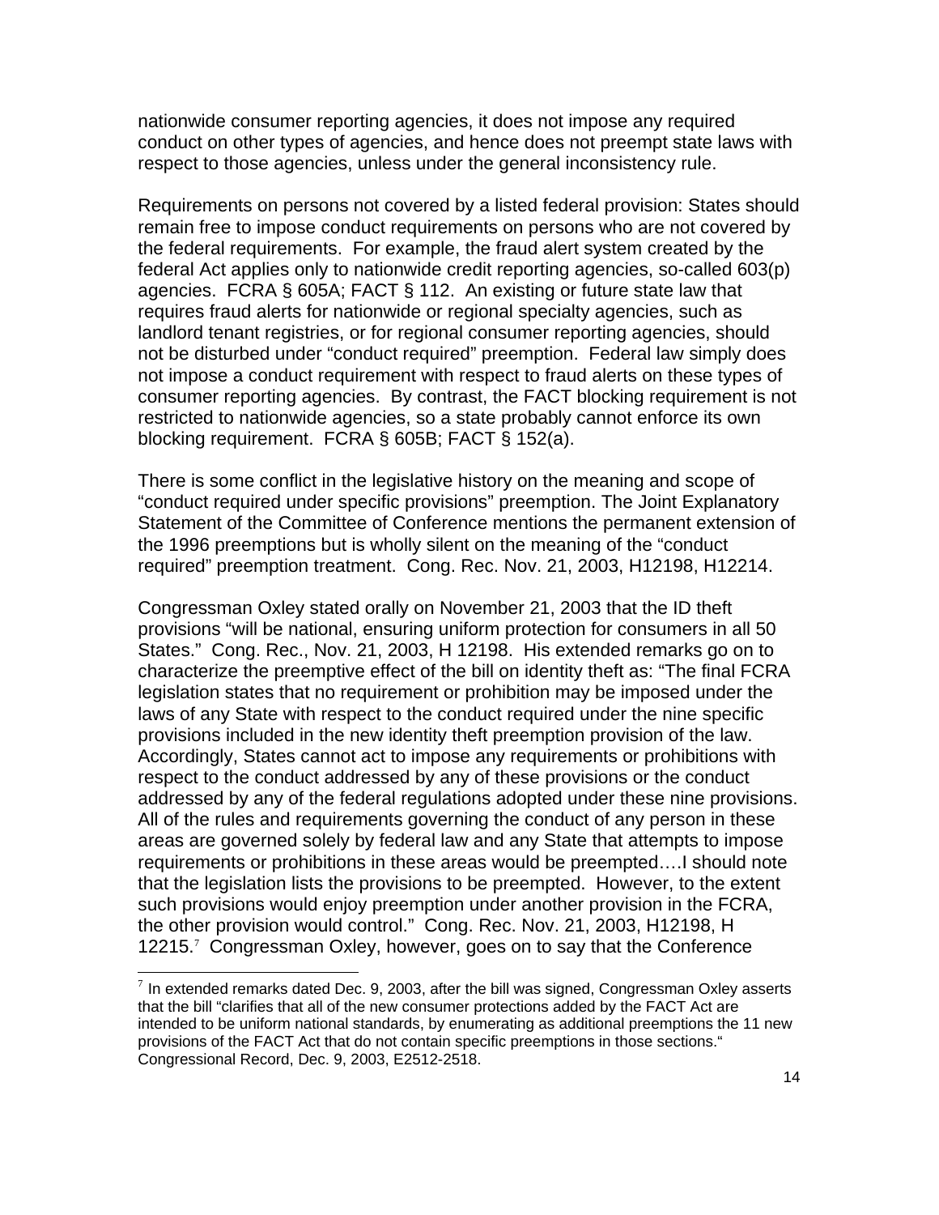nationwide consumer reporting agencies, it does not impose any required conduct on other types of agencies, and hence does not preempt state laws with respect to those agencies, unless under the general inconsistency rule.

Requirements on persons not covered by a listed federal provision: States should remain free to impose conduct requirements on persons who are not covered by the federal requirements. For example, the fraud alert system created by the federal Act applies only to nationwide credit reporting agencies, so-called 603(p) agencies. FCRA § 605A; FACT § 112. An existing or future state law that requires fraud alerts for nationwide or regional specialty agencies, such as landlord tenant registries, or for regional consumer reporting agencies, should not be disturbed under "conduct required" preemption. Federal law simply does not impose a conduct requirement with respect to fraud alerts on these types of consumer reporting agencies. By contrast, the FACT blocking requirement is not restricted to nationwide agencies, so a state probably cannot enforce its own blocking requirement. FCRA § 605B; FACT § 152(a).

There is some conflict in the legislative history on the meaning and scope of "conduct required under specific provisions" preemption. The Joint Explanatory Statement of the Committee of Conference mentions the permanent extension of the 1996 preemptions but is wholly silent on the meaning of the "conduct required" preemption treatment. Cong. Rec. Nov. 21, 2003, H12198, H12214.

Congressman Oxley stated orally on November 21, 2003 that the ID theft provisions "will be national, ensuring uniform protection for consumers in all 50 States." Cong. Rec., Nov. 21, 2003, H 12198. His extended remarks go on to characterize the preemptive effect of the bill on identity theft as: "The final FCRA legislation states that no requirement or prohibition may be imposed under the laws of any State with respect to the conduct required under the nine specific provisions included in the new identity theft preemption provision of the law. Accordingly, States cannot act to impose any requirements or prohibitions with respect to the conduct addressed by any of these provisions or the conduct addressed by any of the federal regulations adopted under these nine provisions. All of the rules and requirements governing the conduct of any person in these areas are governed solely by federal law and any State that attempts to impose requirements or prohibitions in these areas would be preempted….I should note that the legislation lists the provisions to be preempted. However, to the extent such provisions would enjoy preemption under another provision in the FCRA, the other provision would control." Cong. Rec. Nov. 21, 2003, H12198, H 12215.[7] Congressman Oxley, however, goes on to say that the Conference

[7] In extended remarks dated Dec. 9, 2003, after the bill was signed, Congressman Oxley asserts that the bill "clarifies that all of the new consumer protections added by the FACT Act are intended to be uniform national standards, by enumerating as additional preemptions the 11 new provisions of the FACT Act that do not contain specific preemptions in those sections." Congressional Record, Dec. 9, 2003, E2512-2518.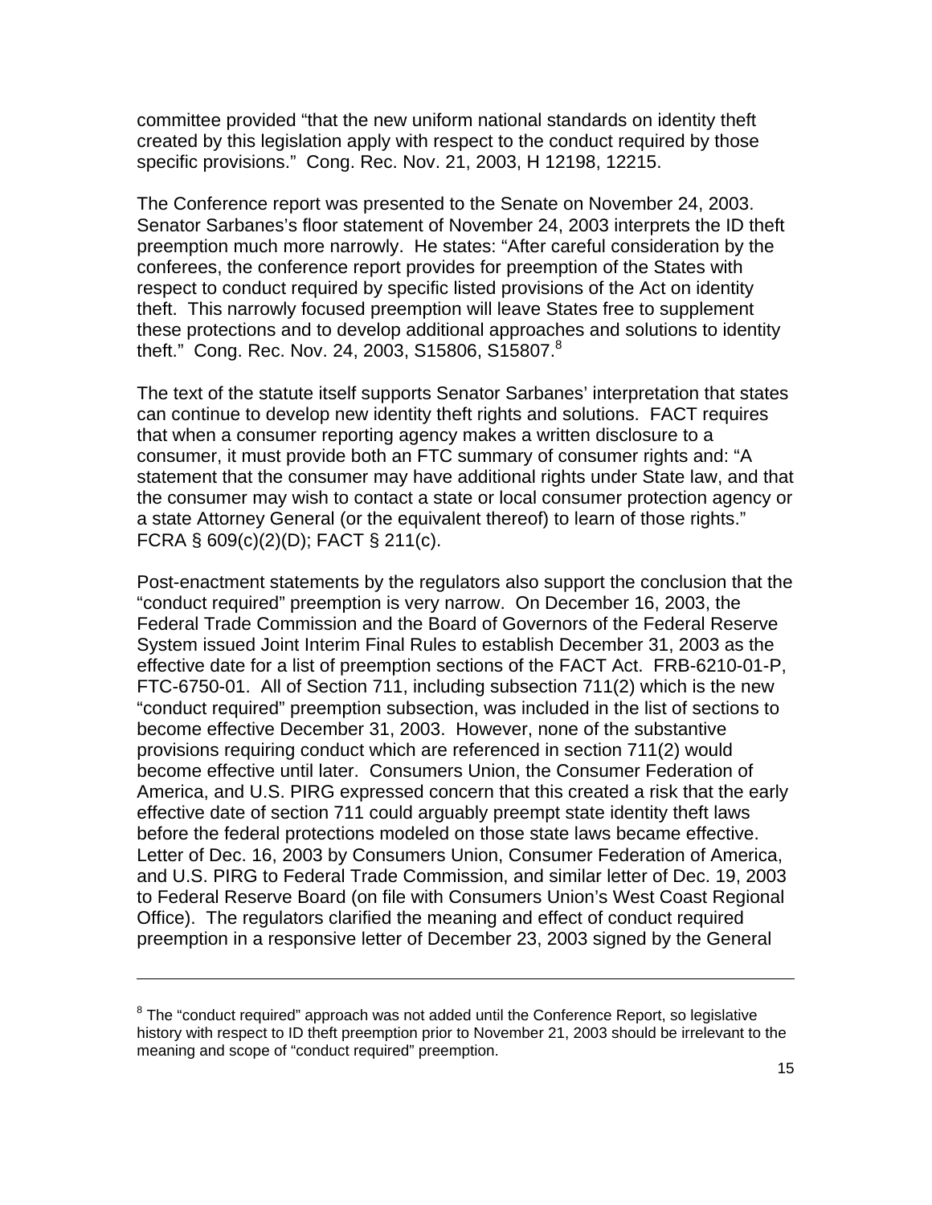committee provided "that the new uniform national standards on identity theft created by this legislation apply with respect to the conduct required by those specific provisions." Cong. Rec. Nov. 21, 2003, H 12198, 12215.

The Conference report was presented to the Senate on November 24, 2003. Senator Sarbanes's floor statement of November 24, 2003 interprets the ID theft preemption much more narrowly. He states: "After careful consideration by the conferees, the conference report provides for preemption of the States with respect to conduct required by specific listed provisions of the Act on identity theft. This narrowly focused preemption will leave States free to supplement these protections and to develop additional approaches and solutions to identity theft." Cong. Rec. Nov. 24, 2003, S15806, S15807.[8]

The text of the statute itself supports Senator Sarbanes' interpretation that states can continue to develop new identity theft rights and solutions. FACT requires that when a consumer reporting agency makes a written disclosure to a consumer, it must provide both an FTC summary of consumer rights and: "A statement that the consumer may have additional rights under State law, and that the consumer may wish to contact a state or local consumer protection agency or a state Attorney General (or the equivalent thereof) to learn of those rights." FCRA § 609(c)(2)(D); FACT § 211(c).

Post-enactment statements by the regulators also support the conclusion that the "conduct required" preemption is very narrow. On December 16, 2003, the Federal Trade Commission and the Board of Governors of the Federal Reserve System issued Joint Interim Final Rules to establish December 31, 2003 as the effective date for a list of preemption sections of the FACT Act. FRB-6210-01-P, FTC-6750-01. All of Section 711, including subsection 711(2) which is the new "conduct required" preemption subsection, was included in the list of sections to become effective December 31, 2003. However, none of the substantive provisions requiring conduct which are referenced in section 711(2) would become effective until later. Consumers Union, the Consumer Federation of America, and U.S. PIRG expressed concern that this created a risk that the early effective date of section 711 could arguably preempt state identity theft laws before the federal protections modeled on those state laws became effective. Letter of Dec. 16, 2003 by Consumers Union, Consumer Federation of America, and U.S. PIRG to Federal Trade Commission, and similar letter of Dec. 19, 2003 to Federal Reserve Board (on file with Consumers Union's West Coast Regional Office). The regulators clarified the meaning and effect of conduct required preemption in a responsive letter of December 23, 2003 signed by the General

[8] The "conduct required" approach was not added until the Conference Report, so legislative history with respect to ID theft preemption prior to November 21, 2003 should be irrelevant to the meaning and scope of "conduct required" preemption.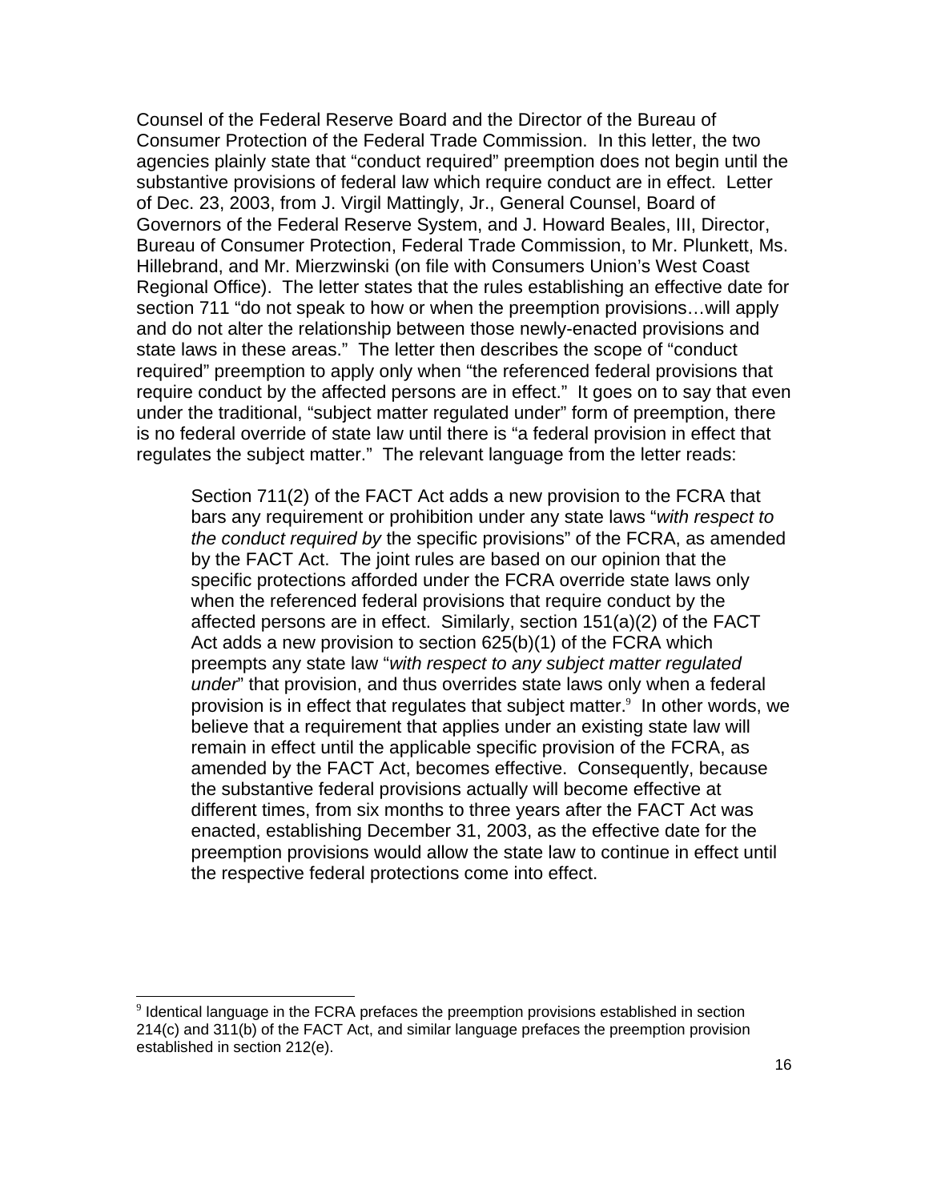Counsel of the Federal Reserve Board and the Director of the Bureau of Consumer Protection of the Federal Trade Commission. In this letter, the two agencies plainly state that "conduct required" preemption does not begin until the substantive provisions of federal law which require conduct are in effect. Letter of Dec. 23, 2003, from J. Virgil Mattingly, Jr., General Counsel, Board of Governors of the Federal Reserve System, and J. Howard Beales, III, Director, Bureau of Consumer Protection, Federal Trade Commission, to Mr. Plunkett, Ms. Hillebrand, and Mr. Mierzwinski (on file with Consumers Union's West Coast Regional Office). The letter states that the rules establishing an effective date for section 711 "do not speak to how or when the preemption provisions…will apply and do not alter the relationship between those newly-enacted provisions and state laws in these areas." The letter then describes the scope of "conduct required" preemption to apply only when "the referenced federal provisions that require conduct by the affected persons are in effect." It goes on to say that even under the traditional, "subject matter regulated under" form of preemption, there is no federal override of state law until there is "a federal provision in effect that regulates the subject matter." The relevant language from the letter reads:

> Section 711(2) of the FACT Act adds a new provision to the FCRA that bars any requirement or prohibition under any state laws "*with respect to the conduct required by* the specific provisions" of the FCRA, as amended by the FACT Act. The joint rules are based on our opinion that the specific protections afforded under the FCRA override state laws only when the referenced federal provisions that require conduct by the affected persons are in effect. Similarly, section 151(a)(2) of the FACT Act adds a new provision to section 625(b)(1) of the FCRA which preempts any state law "*with respect to any subject matter regulated under*" that provision, and thus overrides state laws only when a federal provision is in effect that regulates that subject matter.[9] In other words, we believe that a requirement that applies under an existing state law will remain in effect until the applicable specific provision of the FCRA, as amended by the FACT Act, becomes effective. Consequently, because the substantive federal provisions actually will become effective at different times, from six months to three years after the FACT Act was enacted, establishing December 31, 2003, as the effective date for the preemption provisions would allow the state law to continue in effect until the respective federal protections come into effect.

[9] Identical language in the FCRA prefaces the preemption provisions established in section 214(c) and 311(b) of the FACT Act, and similar language prefaces the preemption provision established in section 212(e).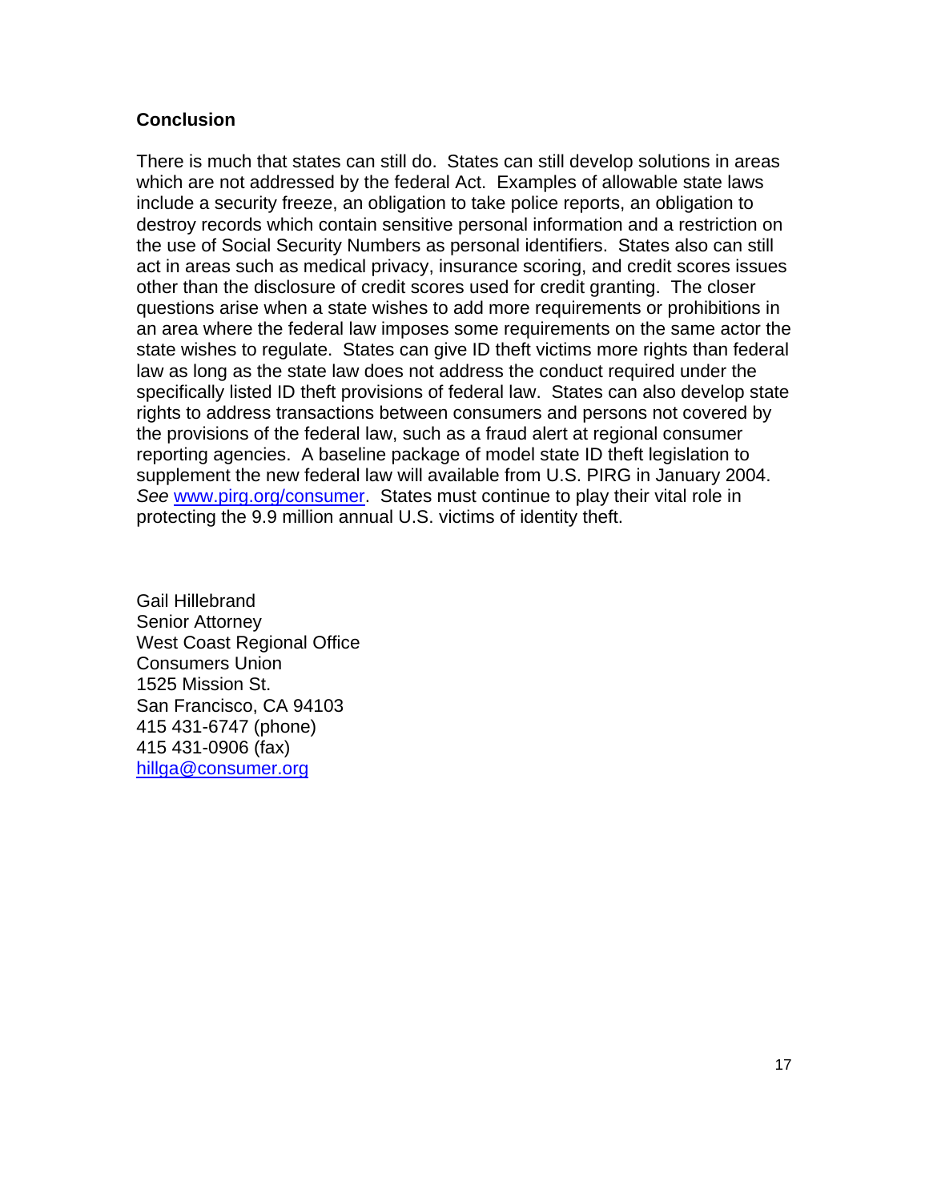## Conclusion

There is much that states can still do. States can still develop solutions in areas which are not addressed by the federal Act. Examples of allowable state laws include a security freeze, an obligation to take police reports, an obligation to destroy records which contain sensitive personal information and a restriction on the use of Social Security Numbers as personal identifiers. States also can still act in areas such as medical privacy, insurance scoring, and credit scores issues other than the disclosure of credit scores used for credit granting. The closer questions arise when a state wishes to add more requirements or prohibitions in an area where the federal law imposes some requirements on the same actor the state wishes to regulate. States can give ID theft victims more rights than federal law as long as the state law does not address the conduct required under the specifically listed ID theft provisions of federal law. States can also develop state rights to address transactions between consumers and persons not covered by the provisions of the federal law, such as a fraud alert at regional consumer reporting agencies. A baseline package of model state ID theft legislation to supplement the new federal law will available from U.S. PIRG in January 2004. *See* www.pirg.org/consumer. States must continue to play their vital role in protecting the 9.9 million annual U.S. victims of identity theft.

Gail Hillebrand  
Senior Attorney  
West Coast Regional Office  
Consumers Union  
1525 Mission St.  
San Francisco, CA 94103  
415 431-6747 (phone)  
415 431-0906 (fax)  
hillga@consumer.org